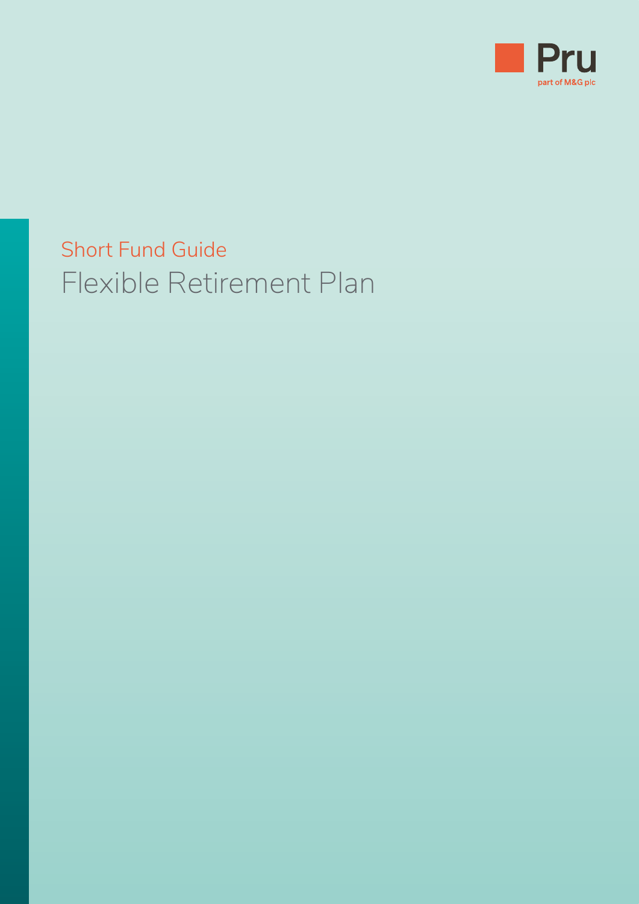Pru

part of M&G plc

Short Fund Guide

# Flexible Retirement Plan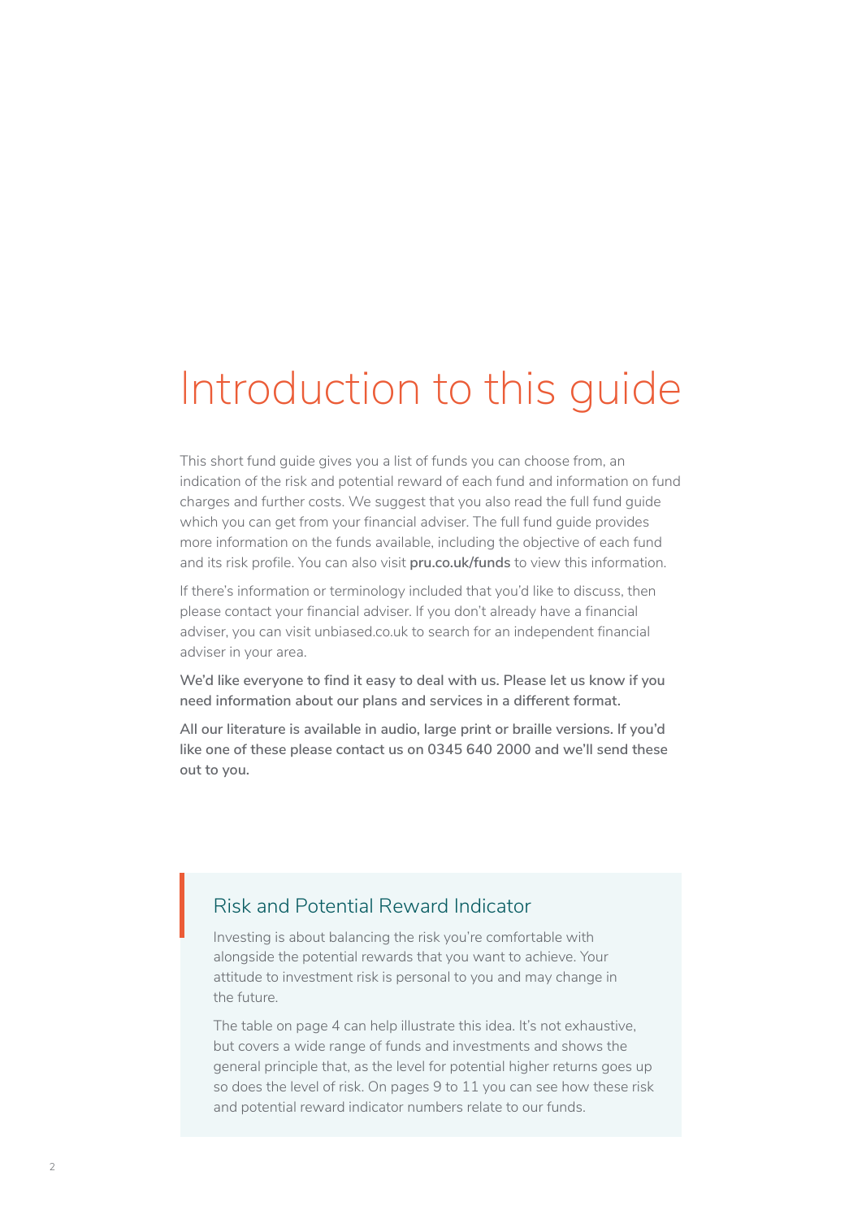# Introduction to this guide

This short fund guide gives you a list of funds you can choose from, an indication of the risk and potential reward of each fund and information on fund charges and further costs. We suggest that you also read the full fund guide which you can get from your financial adviser. The full fund guide provides more information on the funds available, including the objective of each fund and its risk profile. You can also visit **pru.co.uk/funds** to view this information.

If there's information or terminology included that you'd like to discuss, then please contact your financial adviser. If you don't already have a financial adviser, you can visit unbiased.co.uk to search for an independent financial adviser in your area.

**We'd like everyone to find it easy to deal with us. Please let us know if you need information about our plans and services in a different format.**

**All our literature is available in audio, large print or braille versions. If you'd like one of these please contact us on 0345 640 2000 and we'll send these out to you.**

## Risk and Potential Reward Indicator

Investing is about balancing the risk you're comfortable with alongside the potential rewards that you want to achieve. Your attitude to investment risk is personal to you and may change in the future.

The table on page 4 can help illustrate this idea. It's not exhaustive, but covers a wide range of funds and investments and shows the general principle that, as the level for potential higher returns goes up so does the level of risk. On pages 9 to 11 you can see how these risk and potential reward indicator numbers relate to our funds.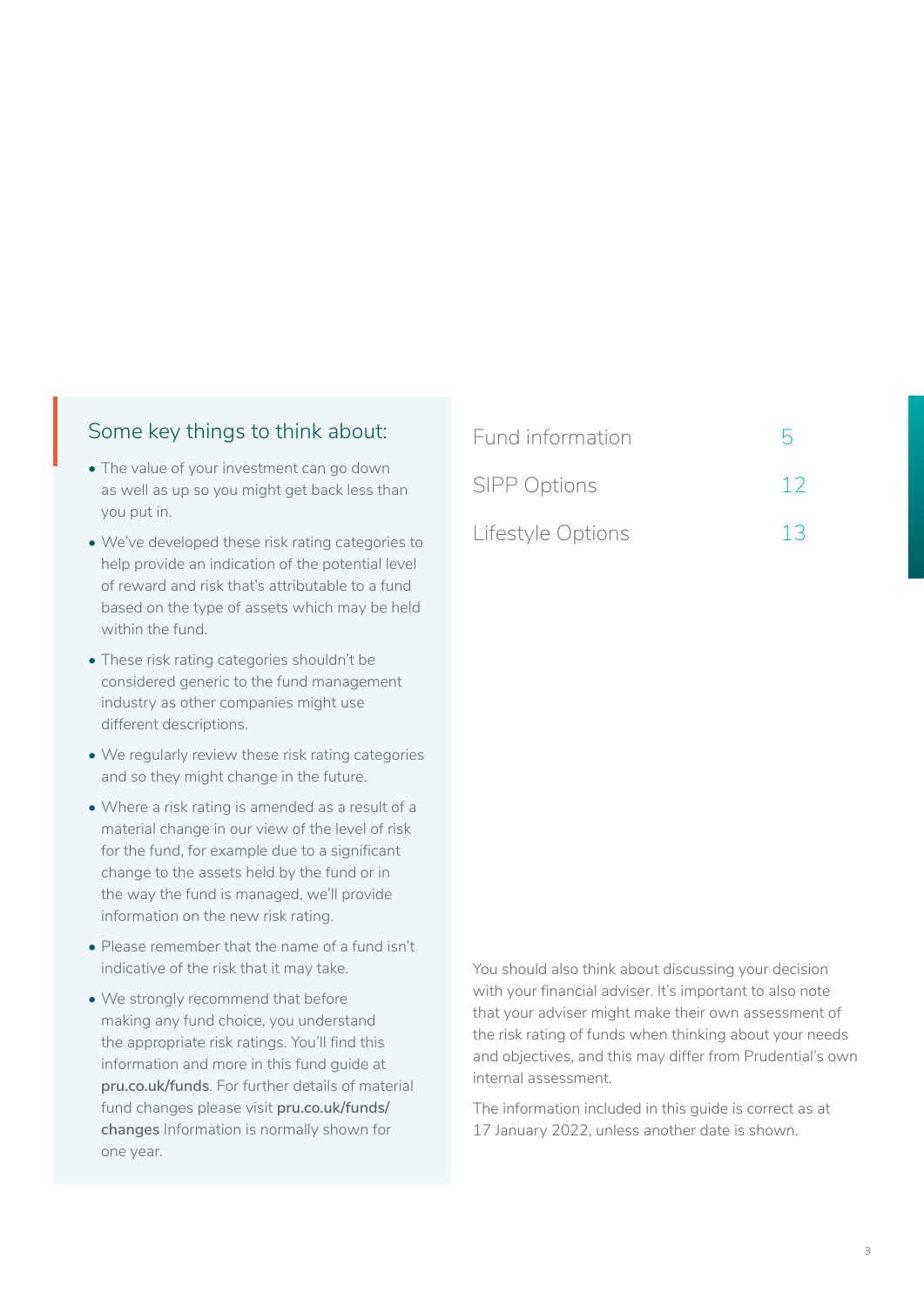## Some key things to think about:

- The value of your investment can go down as well as up so you might get back less than you put in.
- We've developed these risk rating categories to help provide an indication of the potential level of reward and risk that's attributable to a fund based on the type of assets which may be held within the fund.
- These risk rating categories shouldn't be considered generic to the fund management industry as other companies might use different descriptions.
- We regularly review these risk rating categories and so they might change in the future.
- Where a risk rating is amended as a result of a material change in our view of the level of risk for the fund, for example due to a significant change to the assets held by the fund or in the way the fund is managed, we'll provide information on the new risk rating.
- Please remember that the name of a fund isn't indicative of the risk that it may take.
- We strongly recommend that before making any fund choice, you understand the appropriate risk ratings. You'll find this information and more in this fund guide at **pru.co.uk/funds**. For further details of material fund changes please visit **pru.co.uk/funds/changes** Information is normally shown for one year.

| | |
|---|---|
| Fund information | 5 |
| SIPP Options | 12 |
| Lifestyle Options | 13 |

You should also think about discussing your decision with your financial adviser. It's important to also note that your adviser might make their own assessment of the risk rating of funds when thinking about your needs and objectives, and this may differ from Prudential's own internal assessment.

The information included in this guide is correct as at 17 January 2022, unless another date is shown.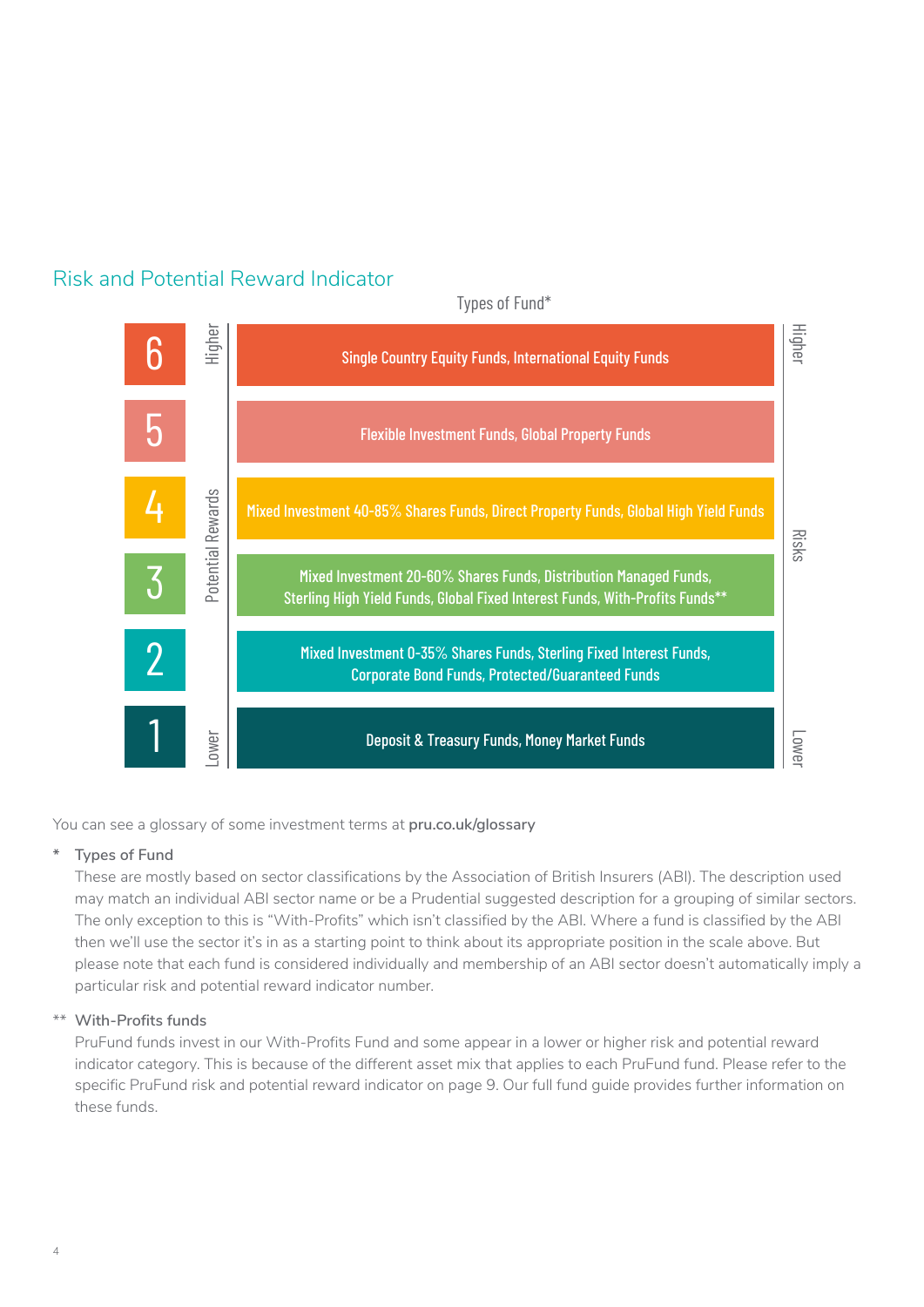## Risk and Potential Reward Indicator

| Indicator | Types of Fund* |
|---|---|
| 6 (Higher potential rewards / Higher risks) | Single Country Equity Funds, International Equity Funds |
| 5 | Flexible Investment Funds, Global Property Funds |
| 4 | Mixed Investment 40-85% Shares Funds, Direct Property Funds, Global High Yield Funds |
| 3 | Mixed Investment 20-60% Shares Funds, Distribution Managed Funds, Sterling High Yield Funds, Global Fixed Interest Funds, With-Profits Funds** |
| 2 | Mixed Investment 0-35% Shares Funds, Sterling Fixed Interest Funds, Corporate Bond Funds, Protected/Guaranteed Funds |
| 1 (Lower potential rewards / Lower risks) | Deposit & Treasury Funds, Money Market Funds |

You can see a glossary of some investment terms at **pru.co.uk/glossary**

\* Types of Fund

These are mostly based on sector classifications by the Association of British Insurers (ABI). The description used may match an individual ABI sector name or be a Prudential suggested description for a grouping of similar sectors. The only exception to this is "With-Profits" which isn't classified by the ABI. Where a fund is classified by the ABI then we'll use the sector it's in as a starting point to think about its appropriate position in the scale above. But please note that each fund is considered individually and membership of an ABI sector doesn't automatically imply a particular risk and potential reward indicator number.

\*\* With-Profits funds

PruFund funds invest in our With-Profits Fund and some appear in a lower or higher risk and potential reward indicator category. This is because of the different asset mix that applies to each PruFund fund. Please refer to the specific PruFund risk and potential reward indicator on page 9. Our full fund guide provides further information on these funds.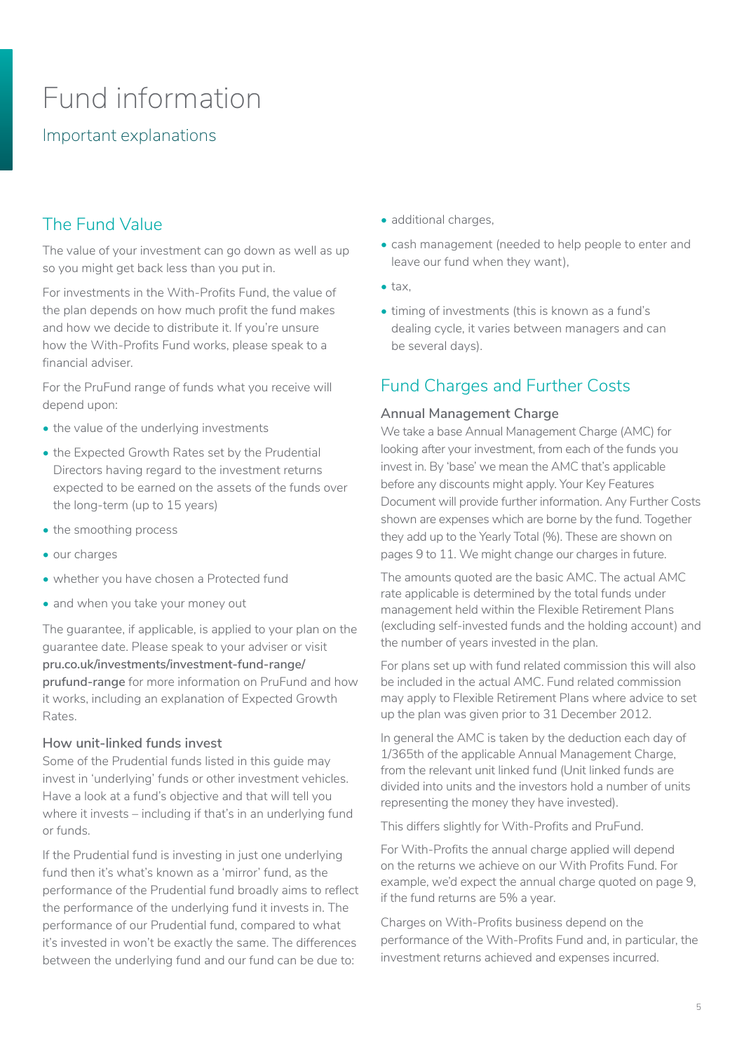# Fund information

Important explanations

## The Fund Value

The value of your investment can go down as well as up so you might get back less than you put in.

For investments in the With-Profits Fund, the value of the plan depends on how much profit the fund makes and how we decide to distribute it. If you're unsure how the With-Profits Fund works, please speak to a financial adviser.

For the PruFund range of funds what you receive will depend upon:

- the value of the underlying investments
- the Expected Growth Rates set by the Prudential Directors having regard to the investment returns expected to be earned on the assets of the funds over the long-term (up to 15 years)
- the smoothing process
- our charges
- whether you have chosen a Protected fund
- and when you take your money out

The guarantee, if applicable, is applied to your plan on the guarantee date. Please speak to your adviser or visit **pru.co.uk/investments/investment-fund-range/prufund-range** for more information on PruFund and how it works, including an explanation of Expected Growth Rates.

### How unit-linked funds invest

Some of the Prudential funds listed in this guide may invest in 'underlying' funds or other investment vehicles. Have a look at a fund's objective and that will tell you where it invests – including if that's in an underlying fund or funds.

If the Prudential fund is investing in just one underlying fund then it's what's known as a 'mirror' fund, as the performance of the Prudential fund broadly aims to reflect the performance of the underlying fund it invests in. The performance of our Prudential fund, compared to what it's invested in won't be exactly the same. The differences between the underlying fund and our fund can be due to:

- additional charges,
- cash management (needed to help people to enter and leave our fund when they want),
- tax,
- timing of investments (this is known as a fund's dealing cycle, it varies between managers and can be several days).

## Fund Charges and Further Costs

### Annual Management Charge

We take a base Annual Management Charge (AMC) for looking after your investment, from each of the funds you invest in. By 'base' we mean the AMC that's applicable before any discounts might apply. Your Key Features Document will provide further information. Any Further Costs shown are expenses which are borne by the fund. Together they add up to the Yearly Total (%). These are shown on pages 9 to 11. We might change our charges in future.

The amounts quoted are the basic AMC. The actual AMC rate applicable is determined by the total funds under management held within the Flexible Retirement Plans (excluding self-invested funds and the holding account) and the number of years invested in the plan.

For plans set up with fund related commission this will also be included in the actual AMC. Fund related commission may apply to Flexible Retirement Plans where advice to set up the plan was given prior to 31 December 2012.

In general the AMC is taken by the deduction each day of 1/365th of the applicable Annual Management Charge, from the relevant unit linked fund (Unit linked funds are divided into units and the investors hold a number of units representing the money they have invested).

This differs slightly for With-Profits and PruFund.

For With-Profits the annual charge applied will depend on the returns we achieve on our With Profits Fund. For example, we'd expect the annual charge quoted on page 9, if the fund returns are 5% a year.

Charges on With-Profits business depend on the performance of the With-Profits Fund and, in particular, the investment returns achieved and expenses incurred.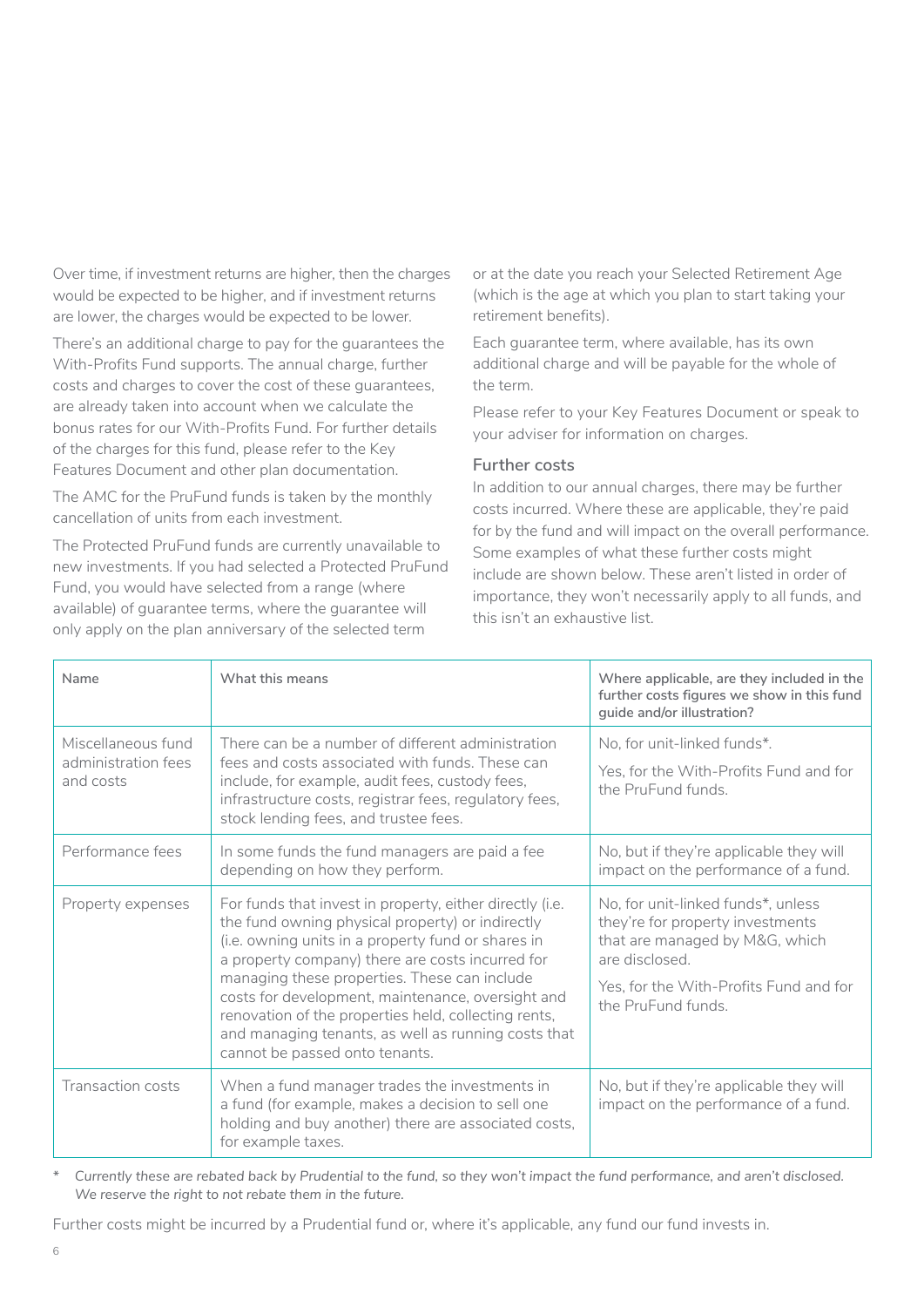Over time, if investment returns are higher, then the charges would be expected to be higher, and if investment returns are lower, the charges would be expected to be lower.

There's an additional charge to pay for the guarantees the With-Profits Fund supports. The annual charge, further costs and charges to cover the cost of these guarantees, are already taken into account when we calculate the bonus rates for our With-Profits Fund. For further details of the charges for this fund, please refer to the Key Features Document and other plan documentation.

The AMC for the PruFund funds is taken by the monthly cancellation of units from each investment.

The Protected PruFund funds are currently unavailable to new investments. If you had selected a Protected PruFund Fund, you would have selected from a range (where available) of guarantee terms, where the guarantee will only apply on the plan anniversary of the selected term or at the date you reach your Selected Retirement Age (which is the age at which you plan to start taking your retirement benefits).

Each guarantee term, where available, has its own additional charge and will be payable for the whole of the term.

Please refer to your Key Features Document or speak to your adviser for information on charges.

### Further costs

In addition to our annual charges, there may be further costs incurred. Where these are applicable, they're paid for by the fund and will impact on the overall performance. Some examples of what these further costs might include are shown below. These aren't listed in order of importance, they won't necessarily apply to all funds, and this isn't an exhaustive list.

| Name | What this means | Where applicable, are they included in the further costs figures we show in this fund guide and/or illustration? |
|---|---|---|
| Miscellaneous fund administration fees and costs | There can be a number of different administration fees and costs associated with funds. These can include, for example, audit fees, custody fees, infrastructure costs, registrar fees, regulatory fees, stock lending fees, and trustee fees. | No, for unit-linked funds*.<br>Yes, for the With-Profits Fund and for the PruFund funds. |
| Performance fees | In some funds the fund managers are paid a fee depending on how they perform. | No, but if they're applicable they will impact on the performance of a fund. |
| Property expenses | For funds that invest in property, either directly (i.e. the fund owning physical property) or indirectly (i.e. owning units in a property fund or shares in a property company) there are costs incurred for managing these properties. These can include costs for development, maintenance, oversight and renovation of the properties held, collecting rents, and managing tenants, as well as running costs that cannot be passed onto tenants. | No, for unit-linked funds*, unless they're for property investments that are managed by M&G, which are disclosed.<br>Yes, for the With-Profits Fund and for the PruFund funds. |
| Transaction costs | When a fund manager trades the investments in a fund (for example, makes a decision to sell one holding and buy another) there are associated costs, for example taxes. | No, but if they're applicable they will impact on the performance of a fund. |

\* *Currently these are rebated back by Prudential to the fund, so they won't impact the fund performance, and aren't disclosed. We reserve the right to not rebate them in the future.*

Further costs might be incurred by a Prudential fund or, where it's applicable, any fund our fund invests in.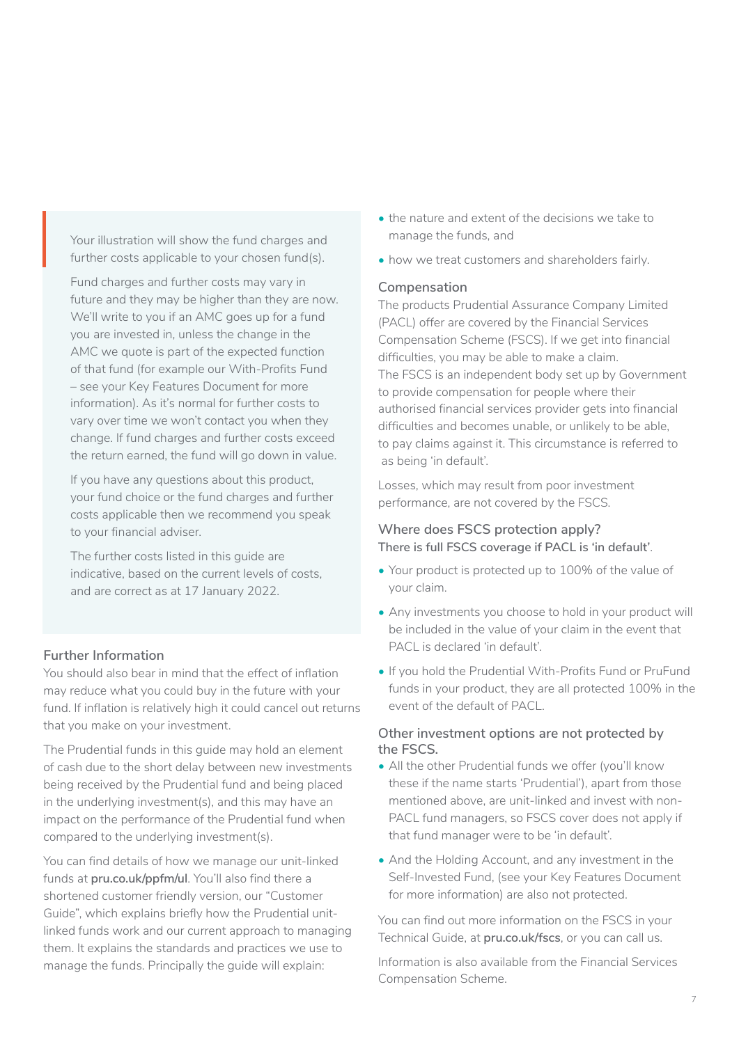Your illustration will show the fund charges and further costs applicable to your chosen fund(s).

Fund charges and further costs may vary in future and they may be higher than they are now. We'll write to you if an AMC goes up for a fund you are invested in, unless the change in the AMC we quote is part of the expected function of that fund (for example our With-Profits Fund – see your Key Features Document for more information). As it's normal for further costs to vary over time we won't contact you when they change. If fund charges and further costs exceed the return earned, the fund will go down in value.

If you have any questions about this product, your fund choice or the fund charges and further costs applicable then we recommend you speak to your financial adviser.

The further costs listed in this guide are indicative, based on the current levels of costs, and are correct as at 17 January 2022.

### Further Information

You should also bear in mind that the effect of inflation may reduce what you could buy in the future with your fund. If inflation is relatively high it could cancel out returns that you make on your investment.

The Prudential funds in this guide may hold an element of cash due to the short delay between new investments being received by the Prudential fund and being placed in the underlying investment(s), and this may have an impact on the performance of the Prudential fund when compared to the underlying investment(s).

You can find details of how we manage our unit-linked funds at **pru.co.uk/ppfm/ul**. You'll also find there a shortened customer friendly version, our "Customer Guide", which explains briefly how the Prudential unit-linked funds work and our current approach to managing them. It explains the standards and practices we use to manage the funds. Principally the guide will explain:

- the nature and extent of the decisions we take to manage the funds, and
- how we treat customers and shareholders fairly.

### Compensation

The products Prudential Assurance Company Limited (PACL) offer are covered by the Financial Services Compensation Scheme (FSCS). If we get into financial difficulties, you may be able to make a claim. The FSCS is an independent body set up by Government to provide compensation for people where their authorised financial services provider gets into financial difficulties and becomes unable, or unlikely to be able, to pay claims against it. This circumstance is referred to as being 'in default'.

Losses, which may result from poor investment performance, are not covered by the FSCS.

### Where does FSCS protection apply?

**There is full FSCS coverage if PACL is 'in default'**.

- Your product is protected up to 100% of the value of your claim.
- Any investments you choose to hold in your product will be included in the value of your claim in the event that PACL is declared 'in default'.
- If you hold the Prudential With-Profits Fund or PruFund funds in your product, they are all protected 100% in the event of the default of PACL.

### Other investment options are not protected by the FSCS.

- All the other Prudential funds we offer (you'll know these if the name starts 'Prudential'), apart from those mentioned above, are unit-linked and invest with non-PACL fund managers, so FSCS cover does not apply if that fund manager were to be 'in default'.
- And the Holding Account, and any investment in the Self-Invested Fund, (see your Key Features Document for more information) are also not protected.

You can find out more information on the FSCS in your Technical Guide, at **pru.co.uk/fscs**, or you can call us.

Information is also available from the Financial Services Compensation Scheme.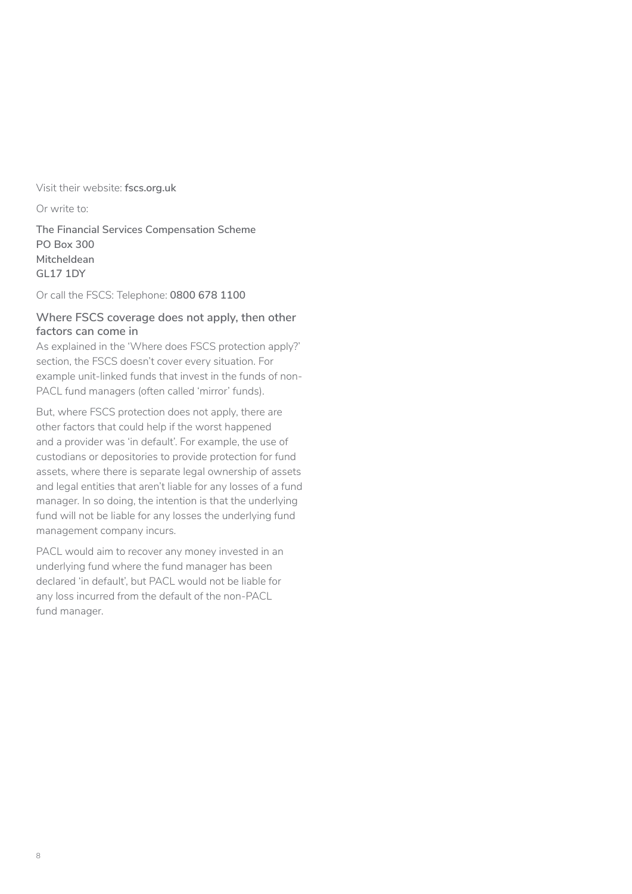Visit their website: **fscs.org.uk**

Or write to:

**The Financial Services Compensation Scheme**
**PO Box 300**
**Mitcheldean**
**GL17 1DY**

Or call the FSCS: Telephone: **0800 678 1100**

### Where FSCS coverage does not apply, then other factors can come in

As explained in the 'Where does FSCS protection apply?' section, the FSCS doesn't cover every situation. For example unit-linked funds that invest in the funds of non-PACL fund managers (often called 'mirror' funds).

But, where FSCS protection does not apply, there are other factors that could help if the worst happened and a provider was 'in default'. For example, the use of custodians or depositories to provide protection for fund assets, where there is separate legal ownership of assets and legal entities that aren't liable for any losses of a fund manager. In so doing, the intention is that the underlying fund will not be liable for any losses the underlying fund management company incurs.

PACL would aim to recover any money invested in an underlying fund where the fund manager has been declared 'in default', but PACL would not be liable for any loss incurred from the default of the non-PACL fund manager.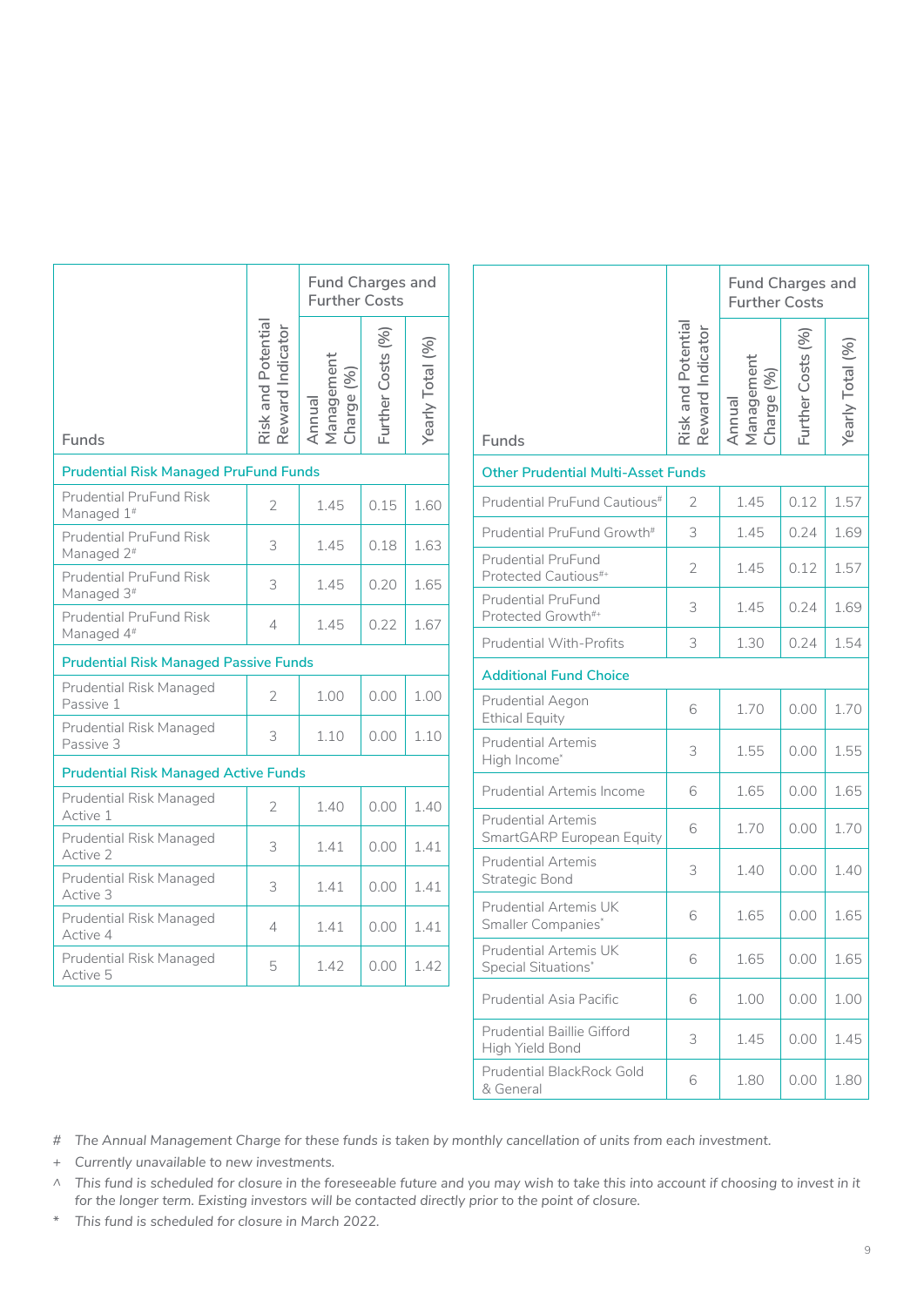| Funds | Risk and Potential Reward Indicator | Fund Charges and Further Costs | | |
|---|---|---|---|---|
| | | Annual Management Charge (%) | Further Costs (%) | Yearly Total (%) |
| **Prudential Risk Managed PruFund Funds** | | | | |
| Prudential PruFund Risk Managed 1# | 2 | 1.45 | 0.15 | 1.60 |
| Prudential PruFund Risk Managed 2# | 3 | 1.45 | 0.18 | 1.63 |
| Prudential PruFund Risk Managed 3# | 3 | 1.45 | 0.20 | 1.65 |
| Prudential PruFund Risk Managed 4# | 4 | 1.45 | 0.22 | 1.67 |
| **Prudential Risk Managed Passive Funds** | | | | |
| Prudential Risk Managed Passive 1 | 2 | 1.00 | 0.00 | 1.00 |
| Prudential Risk Managed Passive 3 | 3 | 1.10 | 0.00 | 1.10 |
| **Prudential Risk Managed Active Funds** | | | | |
| Prudential Risk Managed Active 1 | 2 | 1.40 | 0.00 | 1.40 |
| Prudential Risk Managed Active 2 | 3 | 1.41 | 0.00 | 1.41 |
| Prudential Risk Managed Active 3 | 3 | 1.41 | 0.00 | 1.41 |
| Prudential Risk Managed Active 4 | 4 | 1.41 | 0.00 | 1.41 |
| Prudential Risk Managed Active 5 | 5 | 1.42 | 0.00 | 1.42 |

| Funds | Risk and Potential Reward Indicator | Fund Charges and Further Costs | | |
|---|---|---|---|---|
| | | Annual Management Charge (%) | Further Costs (%) | Yearly Total (%) |
| **Other Prudential Multi-Asset Funds** | | | | |
| Prudential PruFund Cautious# | 2 | 1.45 | 0.12 | 1.57 |
| Prudential PruFund Growth# | 3 | 1.45 | 0.24 | 1.69 |
| Prudential PruFund Protected Cautious#+ | 2 | 1.45 | 0.12 | 1.57 |
| Prudential PruFund Protected Growth#+ | 3 | 1.45 | 0.24 | 1.69 |
| Prudential With-Profits | 3 | 1.30 | 0.24 | 1.54 |
| **Additional Fund Choice** | | | | |
| Prudential Aegon Ethical Equity | 6 | 1.70 | 0.00 | 1.70 |
| Prudential Artemis High Income* | 3 | 1.55 | 0.00 | 1.55 |
| Prudential Artemis Income | 6 | 1.65 | 0.00 | 1.65 |
| Prudential Artemis SmartGARP European Equity | 6 | 1.70 | 0.00 | 1.70 |
| Prudential Artemis Strategic Bond | 3 | 1.40 | 0.00 | 1.40 |
| Prudential Artemis UK Smaller Companies* | 6 | 1.65 | 0.00 | 1.65 |
| Prudential Artemis UK Special Situations* | 6 | 1.65 | 0.00 | 1.65 |
| Prudential Asia Pacific | 6 | 1.00 | 0.00 | 1.00 |
| Prudential Baillie Gifford High Yield Bond | 3 | 1.45 | 0.00 | 1.45 |
| Prudential BlackRock Gold & General | 6 | 1.80 | 0.00 | 1.80 |

\# *The Annual Management Charge for these funds is taken by monthly cancellation of units from each investment.*

\+ *Currently unavailable to new investments.*

^ *This fund is scheduled for closure in the foreseeable future and you may wish to take this into account if choosing to invest in it for the longer term. Existing investors will be contacted directly prior to the point of closure.*

\* *This fund is scheduled for closure in March 2022.*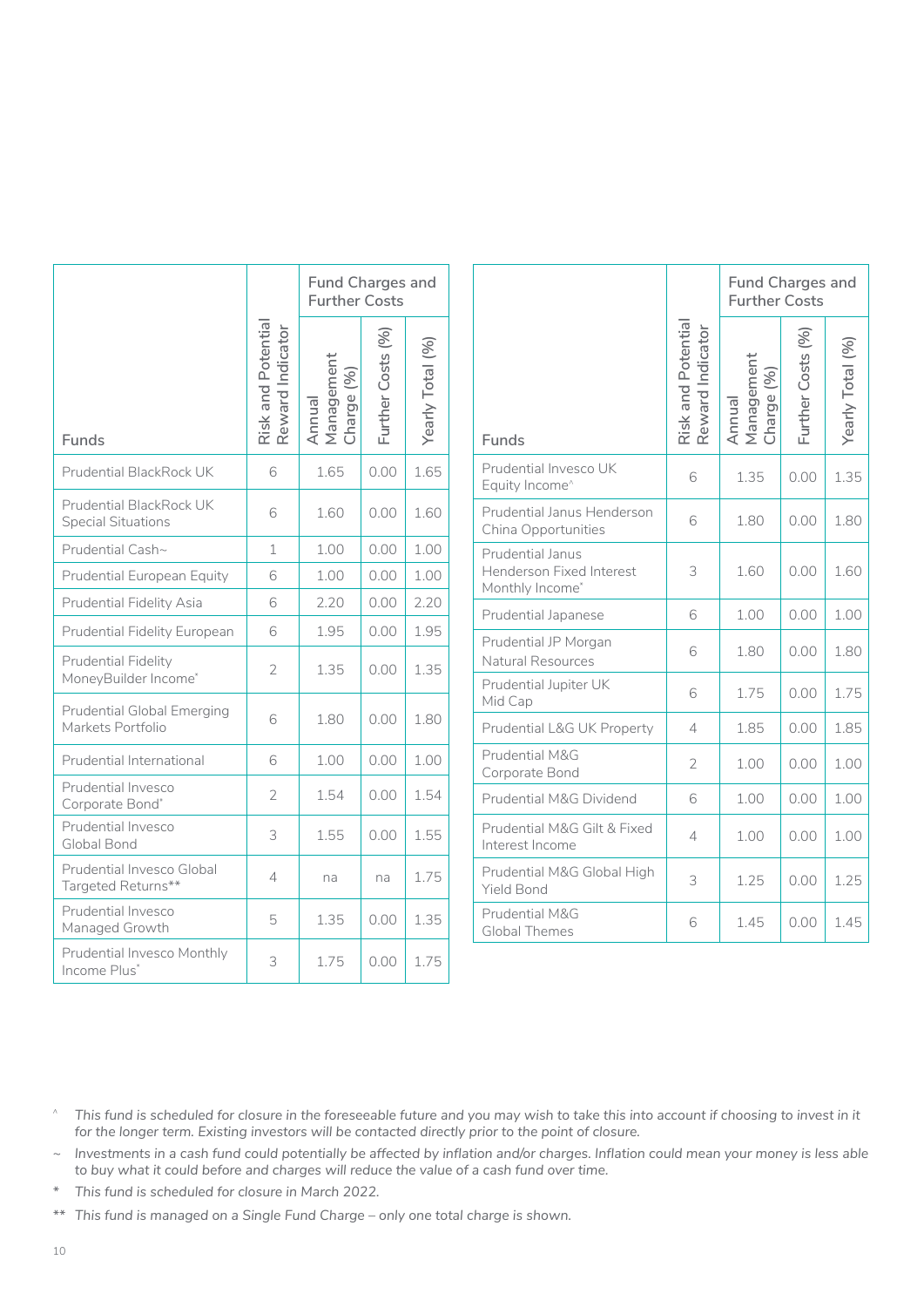| Funds | Risk and Potential Reward Indicator | Fund Charges and Further Costs | | |
|---|---|---|---|---|
| | | Annual Management Charge (%) | Further Costs (%) | Yearly Total (%) |
| Prudential BlackRock UK | 6 | 1.65 | 0.00 | 1.65 |
| Prudential BlackRock UK Special Situations | 6 | 1.60 | 0.00 | 1.60 |
| Prudential Cash~ | 1 | 1.00 | 0.00 | 1.00 |
| Prudential European Equity | 6 | 1.00 | 0.00 | 1.00 |
| Prudential Fidelity Asia | 6 | 2.20 | 0.00 | 2.20 |
| Prudential Fidelity European | 6 | 1.95 | 0.00 | 1.95 |
| Prudential Fidelity MoneyBuilder Income* | 2 | 1.35 | 0.00 | 1.35 |
| Prudential Global Emerging Markets Portfolio | 6 | 1.80 | 0.00 | 1.80 |
| Prudential International | 6 | 1.00 | 0.00 | 1.00 |
| Prudential Invesco Corporate Bond* | 2 | 1.54 | 0.00 | 1.54 |
| Prudential Invesco Global Bond | 3 | 1.55 | 0.00 | 1.55 |
| Prudential Invesco Global Targeted Returns** | 4 | na | na | 1.75 |
| Prudential Invesco Managed Growth | 5 | 1.35 | 0.00 | 1.35 |
| Prudential Invesco Monthly Income Plus* | 3 | 1.75 | 0.00 | 1.75 |
| Prudential Invesco UK Equity Income^ | 6 | 1.35 | 0.00 | 1.35 |
| Prudential Janus Henderson China Opportunities | 6 | 1.80 | 0.00 | 1.80 |
| Prudential Janus Henderson Fixed Interest Monthly Income* | 3 | 1.60 | 0.00 | 1.60 |
| Prudential Japanese | 6 | 1.00 | 0.00 | 1.00 |
| Prudential JP Morgan Natural Resources | 6 | 1.80 | 0.00 | 1.80 |
| Prudential Jupiter UK Mid Cap | 6 | 1.75 | 0.00 | 1.75 |
| Prudential L&G UK Property | 4 | 1.85 | 0.00 | 1.85 |
| Prudential M&G Corporate Bond | 2 | 1.00 | 0.00 | 1.00 |
| Prudential M&G Dividend | 6 | 1.00 | 0.00 | 1.00 |
| Prudential M&G Gilt & Fixed Interest Income | 4 | 1.00 | 0.00 | 1.00 |
| Prudential M&G Global High Yield Bond | 3 | 1.25 | 0.00 | 1.25 |
| Prudential M&G Global Themes | 6 | 1.45 | 0.00 | 1.45 |

^ *This fund is scheduled for closure in the foreseeable future and you may wish to take this into account if choosing to invest in it for the longer term. Existing investors will be contacted directly prior to the point of closure.*

~ *Investments in a cash fund could potentially be affected by inflation and/or charges. Inflation could mean your money is less able to buy what it could before and charges will reduce the value of a cash fund over time.*

\* *This fund is scheduled for closure in March 2022.*

\*\* *This fund is managed on a Single Fund Charge – only one total charge is shown.*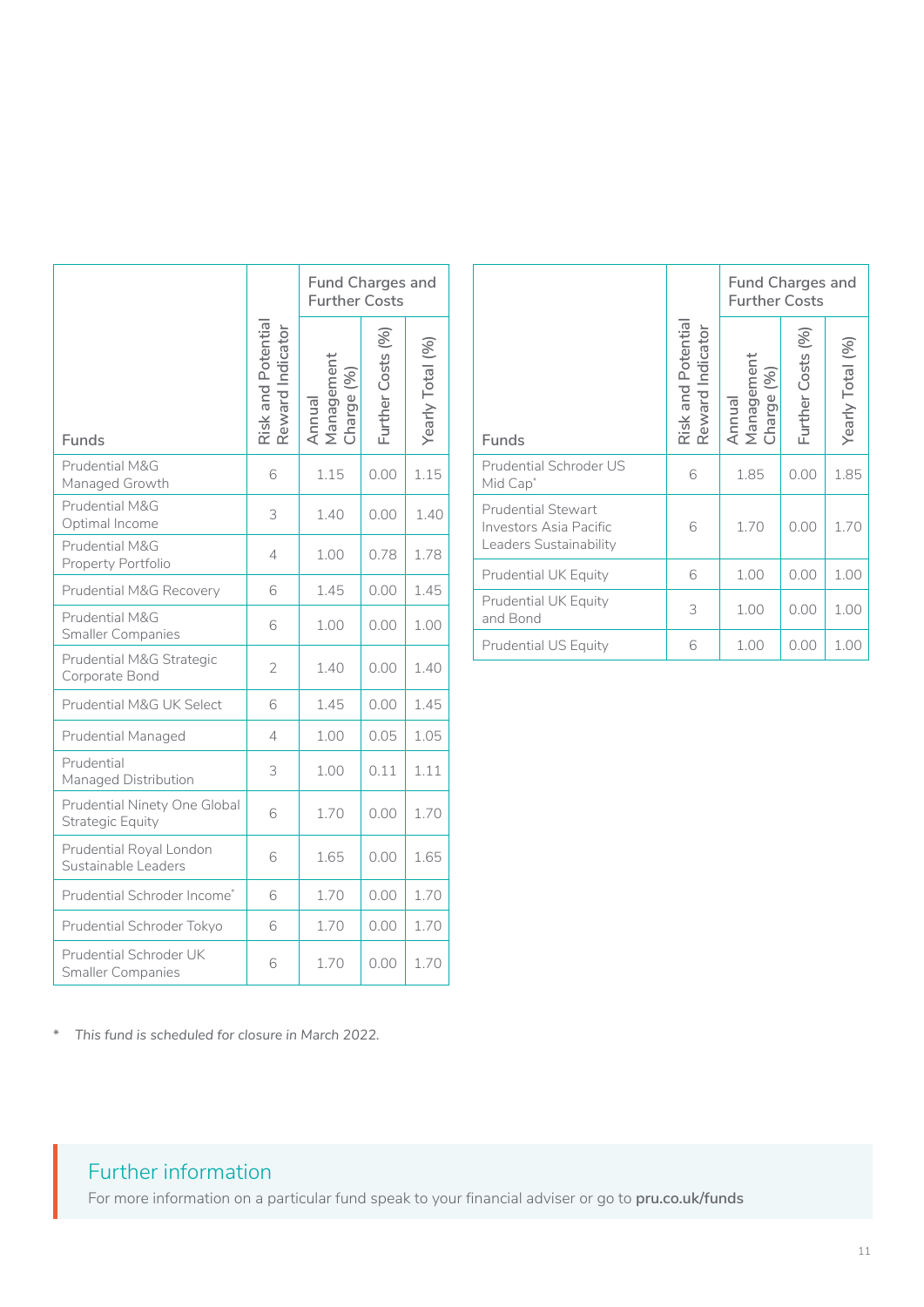| Funds | Risk and Potential Reward Indicator | Fund Charges and Further Costs | | |
|---|---|---|---|---|
| | | Annual Management Charge (%) | Further Costs (%) | Yearly Total (%) |
| Prudential M&G Managed Growth | 6 | 1.15 | 0.00 | 1.15 |
| Prudential M&G Optimal Income | 3 | 1.40 | 0.00 | 1.40 |
| Prudential M&G Property Portfolio | 4 | 1.00 | 0.78 | 1.78 |
| Prudential M&G Recovery | 6 | 1.45 | 0.00 | 1.45 |
| Prudential M&G Smaller Companies | 6 | 1.00 | 0.00 | 1.00 |
| Prudential M&G Strategic Corporate Bond | 2 | 1.40 | 0.00 | 1.40 |
| Prudential M&G UK Select | 6 | 1.45 | 0.00 | 1.45 |
| Prudential Managed | 4 | 1.00 | 0.05 | 1.05 |
| Prudential Managed Distribution | 3 | 1.00 | 0.11 | 1.11 |
| Prudential Ninety One Global Strategic Equity | 6 | 1.70 | 0.00 | 1.70 |
| Prudential Royal London Sustainable Leaders | 6 | 1.65 | 0.00 | 1.65 |
| Prudential Schroder Income* | 6 | 1.70 | 0.00 | 1.70 |
| Prudential Schroder Tokyo | 6 | 1.70 | 0.00 | 1.70 |
| Prudential Schroder UK Smaller Companies | 6 | 1.70 | 0.00 | 1.70 |
| Prudential Schroder US Mid Cap* | 6 | 1.85 | 0.00 | 1.85 |
| Prudential Stewart Investors Asia Pacific Leaders Sustainability | 6 | 1.70 | 0.00 | 1.70 |
| Prudential UK Equity | 6 | 1.00 | 0.00 | 1.00 |
| Prudential UK Equity and Bond | 3 | 1.00 | 0.00 | 1.00 |
| Prudential US Equity | 6 | 1.00 | 0.00 | 1.00 |

\* *This fund is scheduled for closure in March 2022.*

## Further information

For more information on a particular fund speak to your financial adviser or go to **pru.co.uk/funds**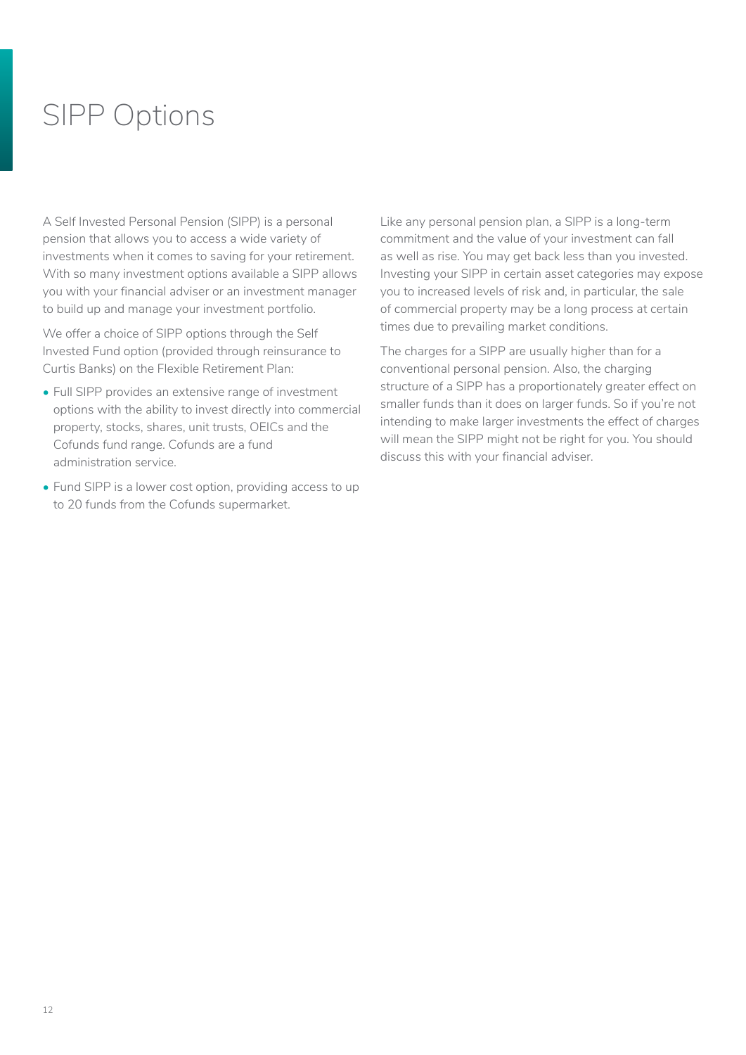# SIPP Options

A Self Invested Personal Pension (SIPP) is a personal pension that allows you to access a wide variety of investments when it comes to saving for your retirement. With so many investment options available a SIPP allows you with your financial adviser or an investment manager to build up and manage your investment portfolio.

We offer a choice of SIPP options through the Self Invested Fund option (provided through reinsurance to Curtis Banks) on the Flexible Retirement Plan:

- Full SIPP provides an extensive range of investment options with the ability to invest directly into commercial property, stocks, shares, unit trusts, OEICs and the Cofunds fund range. Cofunds are a fund administration service.
- Fund SIPP is a lower cost option, providing access to up to 20 funds from the Cofunds supermarket.

Like any personal pension plan, a SIPP is a long-term commitment and the value of your investment can fall as well as rise. You may get back less than you invested. Investing your SIPP in certain asset categories may expose you to increased levels of risk and, in particular, the sale of commercial property may be a long process at certain times due to prevailing market conditions.

The charges for a SIPP are usually higher than for a conventional personal pension. Also, the charging structure of a SIPP has a proportionately greater effect on smaller funds than it does on larger funds. So if you're not intending to make larger investments the effect of charges will mean the SIPP might not be right for you. You should discuss this with your financial adviser.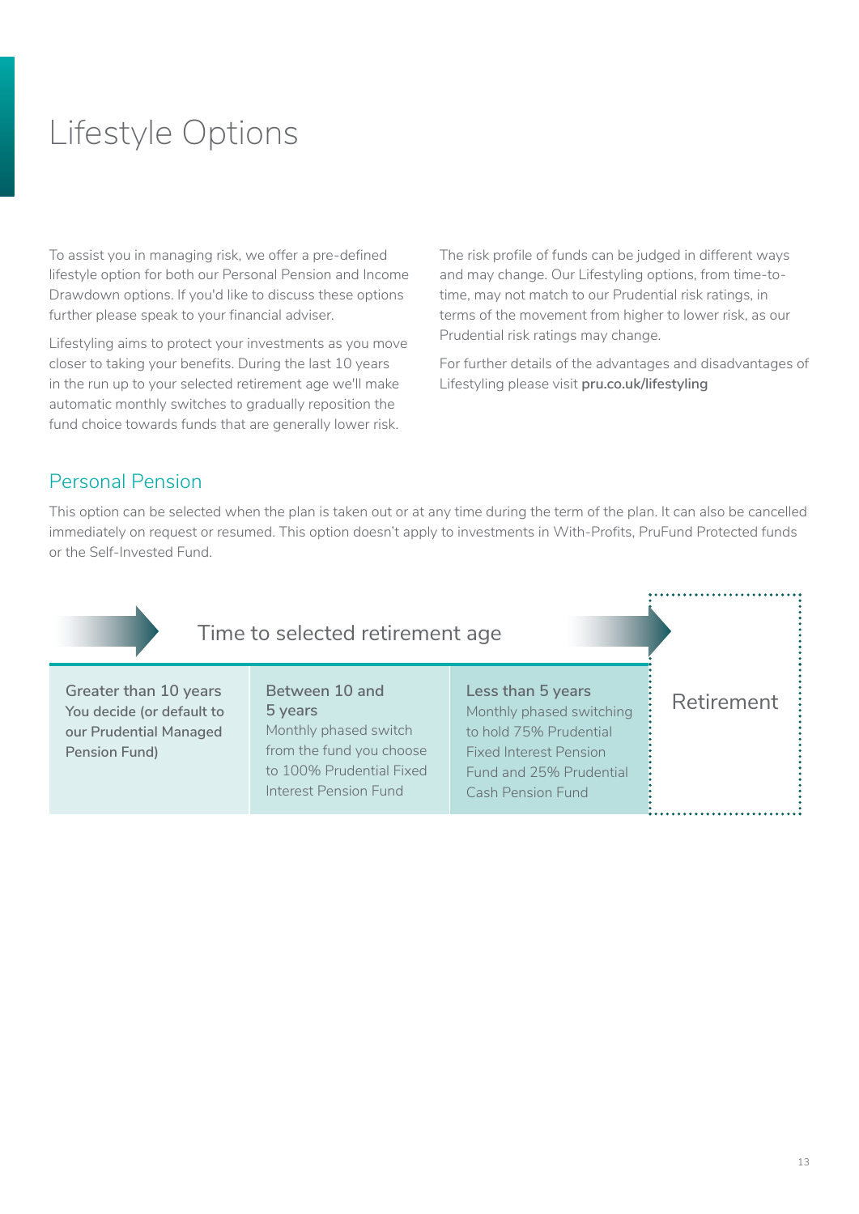# Lifestyle Options

To assist you in managing risk, we offer a pre-defined lifestyle option for both our Personal Pension and Income Drawdown options. If you'd like to discuss these options further please speak to your financial adviser.

Lifestyling aims to protect your investments as you move closer to taking your benefits. During the last 10 years in the run up to your selected retirement age we'll make automatic monthly switches to gradually reposition the fund choice towards funds that are generally lower risk.

The risk profile of funds can be judged in different ways and may change. Our Lifestyling options, from time-to-time, may not match to our Prudential risk ratings, in terms of the movement from higher to lower risk, as our Prudential risk ratings may change.

For further details of the advantages and disadvantages of Lifestyling please visit **pru.co.uk/lifestyling**

## Personal Pension

This option can be selected when the plan is taken out or at any time during the term of the plan. It can also be cancelled immediately on request or resumed. This option doesn't apply to investments in With-Profits, PruFund Protected funds or the Self-Invested Fund.

| Time to selected retirement age | | | |
|---|---|---|---|
| **Greater than 10 years** **You decide (or default to our Prudential Managed Pension Fund)** | **Between 10 and 5 years** Monthly phased switch from the fund you choose to 100% Prudential Fixed Interest Pension Fund | **Less than 5 years** Monthly phased switching to hold 75% Prudential Fixed Interest Pension Fund and 25% Prudential Cash Pension Fund | Retirement |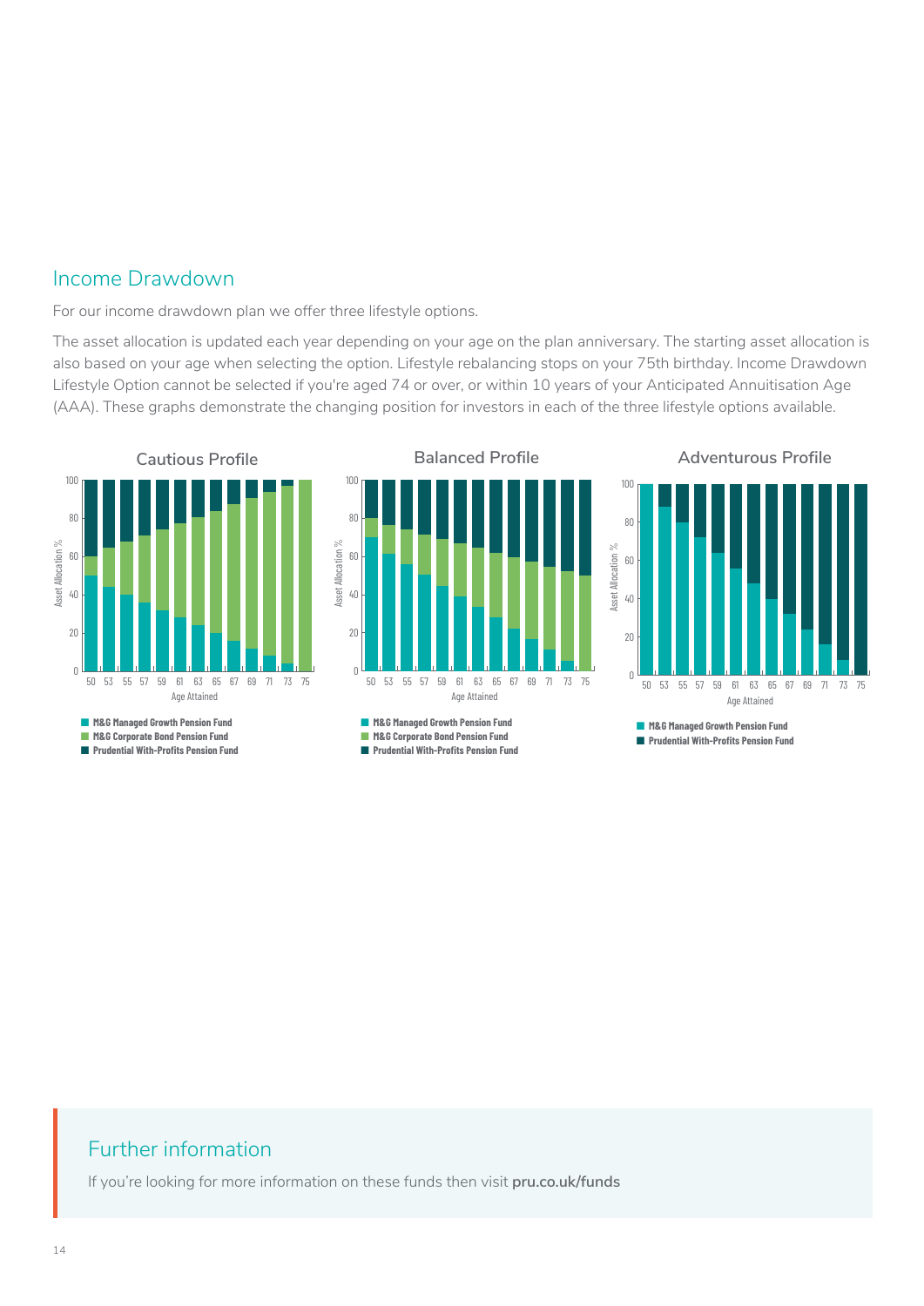## Income Drawdown

For our income drawdown plan we offer three lifestyle options.

The asset allocation is updated each year depending on your age on the plan anniversary. The starting asset allocation is also based on your age when selecting the option. Lifestyle rebalancing stops on your 75th birthday. Income Drawdown Lifestyle Option cannot be selected if you're aged 74 or over, or within 10 years of your Anticipated Annuitisation Age (AAA). These graphs demonstrate the changing position for investors in each of the three lifestyle options available.

### Cautious Profile

Asset Allocation %

Age Attained: 50 53 55 57 59 61 63 65 67 69 71 73 75

- M&G Managed Growth Pension Fund
- M&G Corporate Bond Pension Fund
- Prudential With-Profits Pension Fund

### Balanced Profile

Asset Allocation %

Age Attained: 50 53 55 57 59 61 63 65 67 69 71 73 75

- M&G Managed Growth Pension Fund
- M&G Corporate Bond Pension Fund
- Prudential With-Profits Pension Fund

### Adventurous Profile

Asset Allocation %

Age Attained: 50 53 55 57 59 61 63 65 67 69 71 73 75

- M&G Managed Growth Pension Fund
- Prudential With-Profits Pension Fund

## Further information

If you're looking for more information on these funds then visit **pru.co.uk/funds**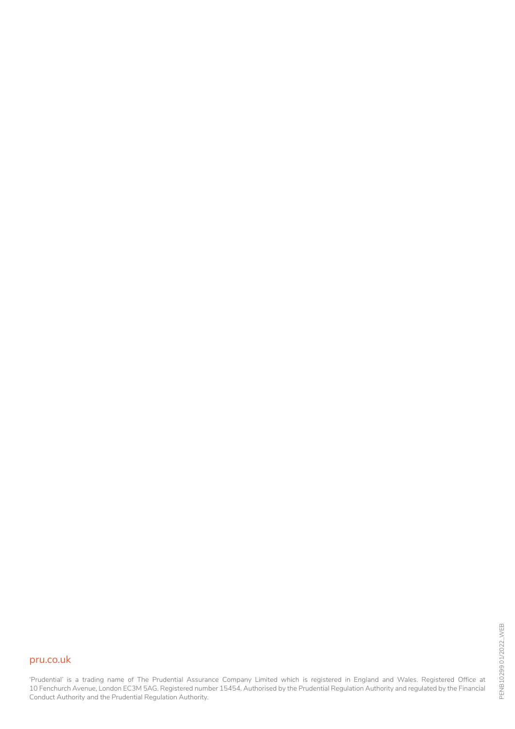pru.co.uk

'Prudential' is a trading name of The Prudential Assurance Company Limited which is registered in England and Wales. Registered Office at 10 Fenchurch Avenue, London EC3M 5AG. Registered number 15454. Authorised by the Prudential Regulation Authority and regulated by the Financial Conduct Authority and the Prudential Regulation Authority.

PENB10299 01/2022_WEB